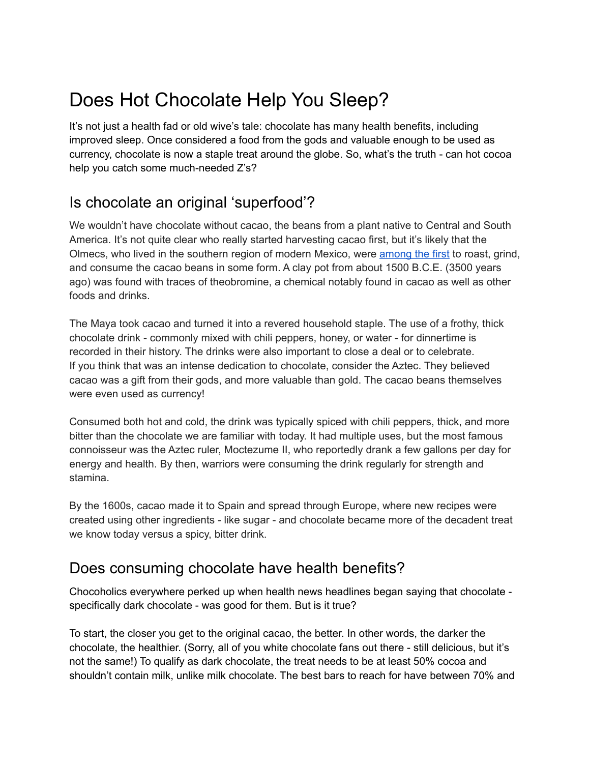# Does Hot Chocolate Help You Sleep?

It's not just a health fad or old wive's tale: chocolate has many health benefits, including improved sleep. Once considered a food from the gods and valuable enough to be used as currency, chocolate is now a staple treat around the globe. So, what's the truth - can hot cocoa help you catch some much-needed Z's?

## Is chocolate an original 'superfood'?

We wouldn't have chocolate without cacao, the beans from a plant native to Central and South America. It's not quite clear who really started harvesting cacao first, but it's likely that the Olmecs, who lived in the southern region of modern Mexico, were [among the first] to roast, grind, and consume the cacao beans in some form. A clay pot from about 1500 B.C.E. (3500 years ago) was found with traces of theobromine, a chemical notably found in cacao as well as other foods and drinks.

The Maya took cacao and turned it into a revered household staple. The use of a frothy, thick chocolate drink - commonly mixed with chili peppers, honey, or water - for dinnertime is recorded in their history. The drinks were also important to close a deal or to celebrate. If you think that was an intense dedication to chocolate, consider the Aztec. They believed cacao was a gift from their gods, and more valuable than gold. The cacao beans themselves were even used as currency!

Consumed both hot and cold, the drink was typically spiced with chili peppers, thick, and more bitter than the chocolate we are familiar with today. It had multiple uses, but the most famous connoisseur was the Aztec ruler, Moctezume II, who reportedly drank a few gallons per day for energy and health. By then, warriors were consuming the drink regularly for strength and stamina.

By the 1600s, cacao made it to Spain and spread through Europe, where new recipes were created using other ingredients - like sugar - and chocolate became more of the decadent treat we know today versus a spicy, bitter drink.

## Does consuming chocolate have health benefits?

Chocoholics everywhere perked up when health news headlines began saying that chocolate - specifically dark chocolate - was good for them. But is it true?

To start, the closer you get to the original cacao, the better. In other words, the darker the chocolate, the healthier. (Sorry, all of you white chocolate fans out there - still delicious, but it's not the same!) To qualify as dark chocolate, the treat needs to be at least 50% cocoa and shouldn't contain milk, unlike milk chocolate. The best bars to reach for have between 70% and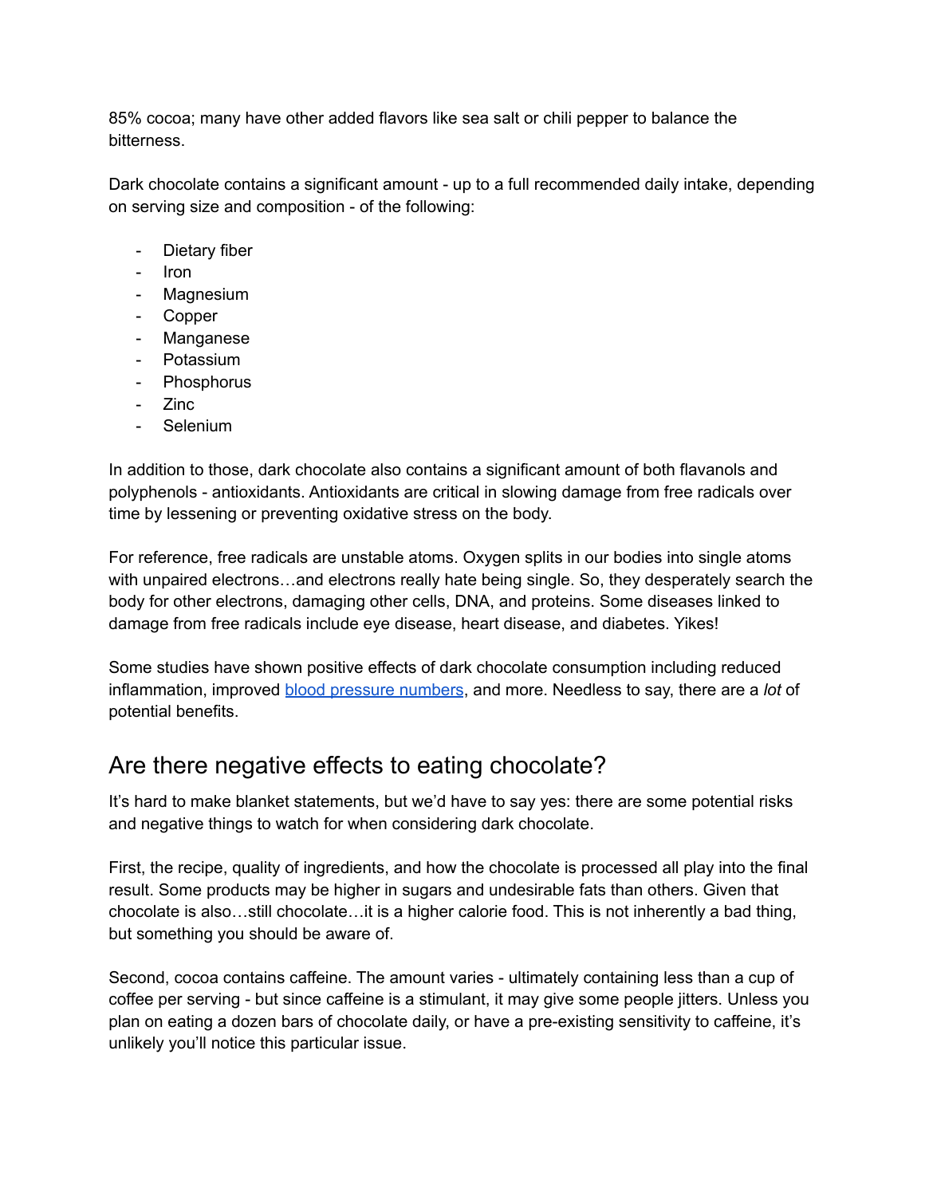85% cocoa; many have other added flavors like sea salt or chili pepper to balance the bitterness.

Dark chocolate contains a significant amount - up to a full recommended daily intake, depending on serving size and composition - of the following:

- Dietary fiber
- Iron
- Magnesium
- Copper
- Manganese
- Potassium
- Phosphorus
- Zinc
- Selenium

In addition to those, dark chocolate also contains a significant amount of both flavanols and polyphenols - antioxidants. Antioxidants are critical in slowing damage from free radicals over time by lessening or preventing oxidative stress on the body.

For reference, free radicals are unstable atoms. Oxygen splits in our bodies into single atoms with unpaired electrons…and electrons really hate being single. So, they desperately search the body for other electrons, damaging other cells, DNA, and proteins. Some diseases linked to damage from free radicals include eye disease, heart disease, and diabetes. Yikes!

Some studies have shown positive effects of dark chocolate consumption including reduced inflammation, improved blood pressure numbers, and more. Needless to say, there are a *lot* of potential benefits.

## Are there negative effects to eating chocolate?

It's hard to make blanket statements, but we'd have to say yes: there are some potential risks and negative things to watch for when considering dark chocolate.

First, the recipe, quality of ingredients, and how the chocolate is processed all play into the final result. Some products may be higher in sugars and undesirable fats than others. Given that chocolate is also…still chocolate…it is a higher calorie food. This is not inherently a bad thing, but something you should be aware of.

Second, cocoa contains caffeine. The amount varies - ultimately containing less than a cup of coffee per serving - but since caffeine is a stimulant, it may give some people jitters. Unless you plan on eating a dozen bars of chocolate daily, or have a pre-existing sensitivity to caffeine, it's unlikely you'll notice this particular issue.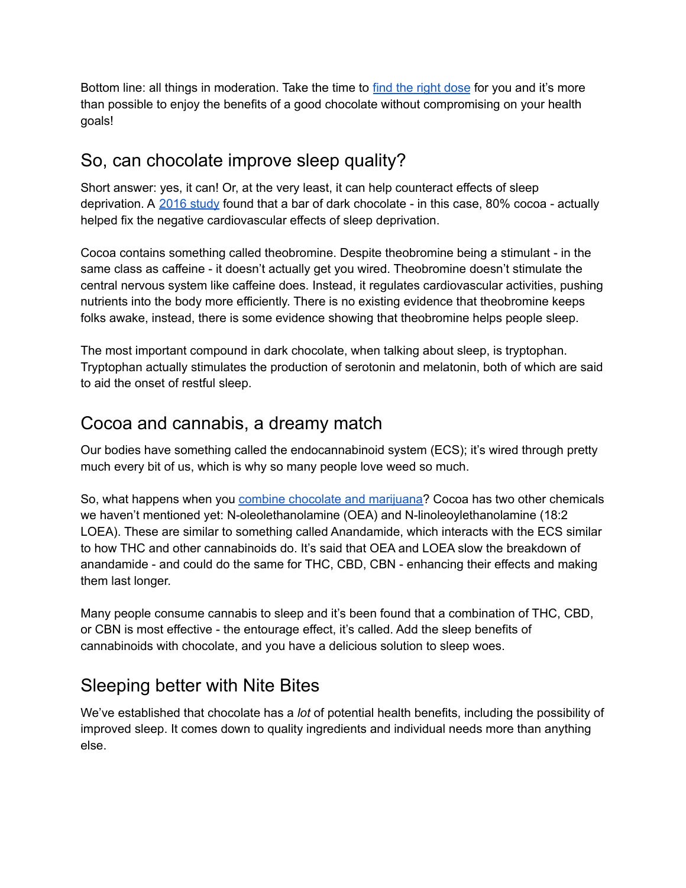Bottom line: all things in moderation. Take the time to find the right dose for you and it's more than possible to enjoy the benefits of a good chocolate without compromising on your health goals!

## So, can chocolate improve sleep quality?

Short answer: yes, it can! Or, at the very least, it can help counteract effects of sleep deprivation. A 2016 study found that a bar of dark chocolate - in this case, 80% cocoa - actually helped fix the negative cardiovascular effects of sleep deprivation.

Cocoa contains something called theobromine. Despite theobromine being a stimulant - in the same class as caffeine - it doesn't actually get you wired. Theobromine doesn't stimulate the central nervous system like caffeine does. Instead, it regulates cardiovascular activities, pushing nutrients into the body more efficiently. There is no existing evidence that theobromine keeps folks awake, instead, there is some evidence showing that theobromine helps people sleep.

The most important compound in dark chocolate, when talking about sleep, is tryptophan. Tryptophan actually stimulates the production of serotonin and melatonin, both of which are said to aid the onset of restful sleep.

## Cocoa and cannabis, a dreamy match

Our bodies have something called the endocannabinoid system (ECS); it's wired through pretty much every bit of us, which is why so many people love weed so much.

So, what happens when you combine chocolate and marijuana? Cocoa has two other chemicals we haven't mentioned yet: N-oleolethanolamine (OEA) and N-linoleoylethanolamine (18:2 LOEA). These are similar to something called Anandamide, which interacts with the ECS similar to how THC and other cannabinoids do. It's said that OEA and LOEA slow the breakdown of anandamide - and could do the same for THC, CBD, CBN - enhancing their effects and making them last longer.

Many people consume cannabis to sleep and it's been found that a combination of THC, CBD, or CBN is most effective - the entourage effect, it's called. Add the sleep benefits of cannabinoids with chocolate, and you have a delicious solution to sleep woes.

## Sleeping better with Nite Bites

We've established that chocolate has a *lot* of potential health benefits, including the possibility of improved sleep. It comes down to quality ingredients and individual needs more than anything else.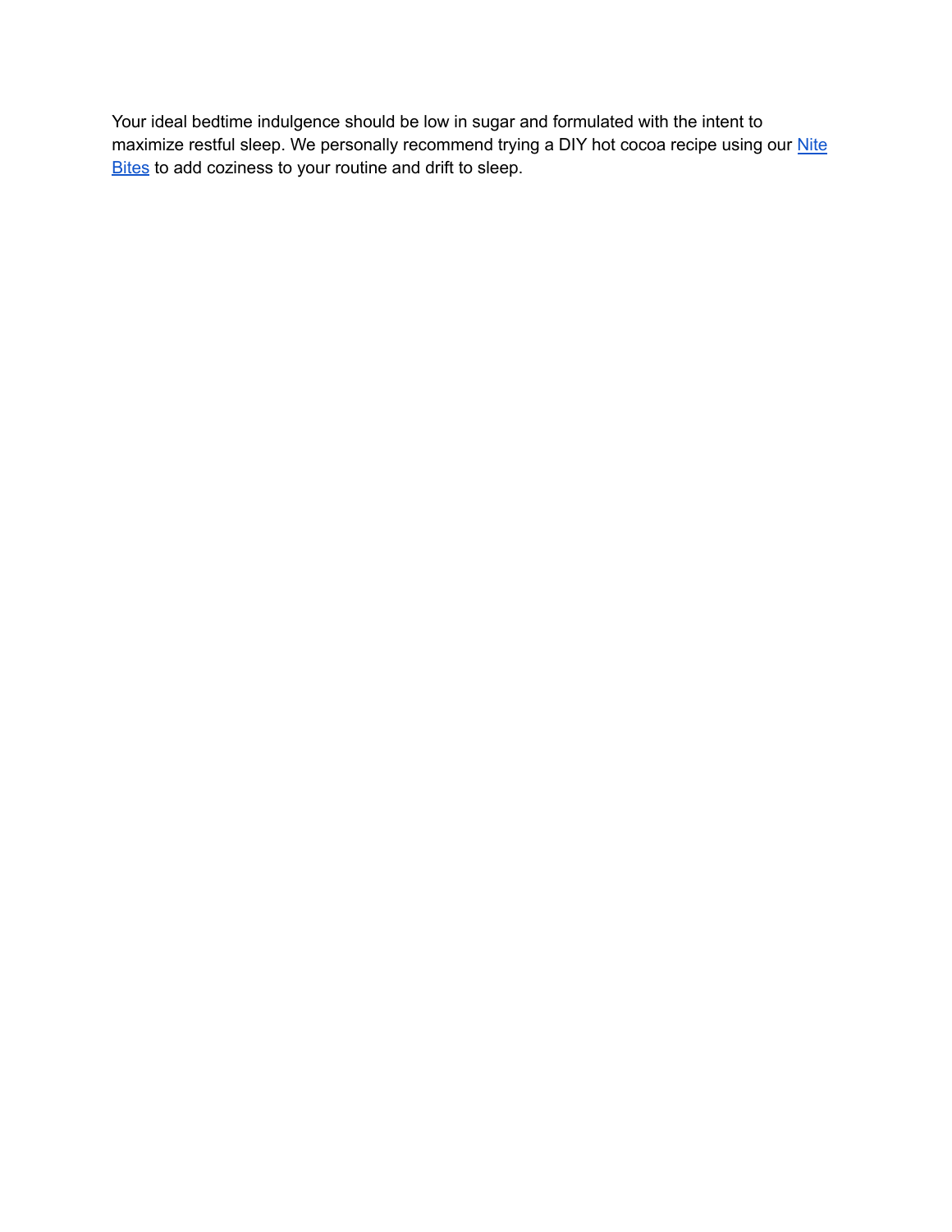Your ideal bedtime indulgence should be low in sugar and formulated with the intent to maximize restful sleep. We personally recommend trying a DIY hot cocoa recipe using our Nite Bites to add coziness to your routine and drift to sleep.